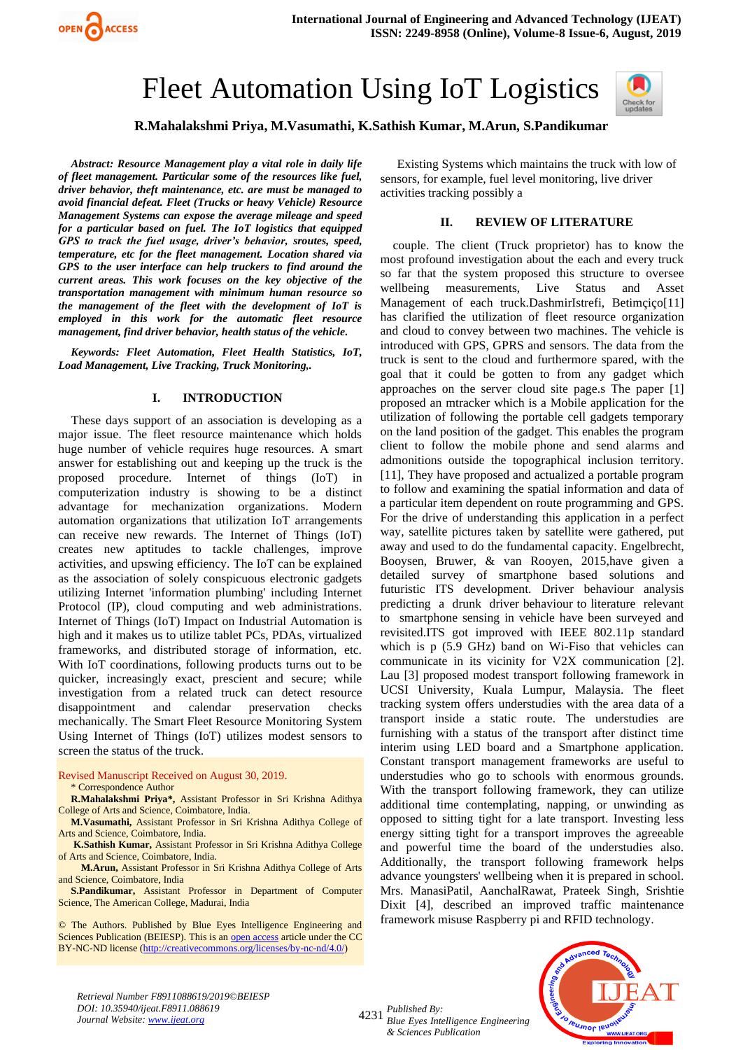# Fleet Automation Using IoT Logistics

**R.Mahalakshmi Priya, M.Vasumathi, K.Sathish Kumar, M.Arun, S.Pandikumar**

***Abstract: Resource Management play a vital role in daily life of fleet management. Particular some of the resources like fuel, driver behavior, theft maintenance, etc. are must be managed to avoid financial defeat. Fleet (Trucks or heavy Vehicle) Resource Management Systems can expose the average mileage and speed for a particular based on fuel. The IoT logistics that equipped GPS to track the fuel usage, driver's behavior, sroutes, speed, temperature, etc for the fleet management. Location shared via GPS to the user interface can help truckers to find around the current areas. This work focuses on the key objective of the transportation management with minimum human resource so the management of the fleet with the development of IoT is employed in this work for the automatic fleet resource management, find driver behavior, health status of the vehicle.***

***Keywords: Fleet Automation, Fleet Health Statistics, IoT, Load Management, Live Tracking, Truck Monitoring,.***

## I. INTRODUCTION

These days support of an association is developing as a major issue. The fleet resource maintenance which holds huge number of vehicle requires huge resources. A smart answer for establishing out and keeping up the truck is the proposed procedure. Internet of things (IoT) in computerization industry is showing to be a distinct advantage for mechanization organizations. Modern automation organizations that utilization IoT arrangements can receive new rewards. The Internet of Things (IoT) creates new aptitudes to tackle challenges, improve activities, and upswing efficiency. The IoT can be explained as the association of solely conspicuous electronic gadgets utilizing Internet 'information plumbing' including Internet Protocol (IP), cloud computing and web administrations. Internet of Things (IoT) Impact on Industrial Automation is high and it makes us to utilize tablet PCs, PDAs, virtualized frameworks, and distributed storage of information, etc. With IoT coordinations, following products turns out to be quicker, increasingly exact, prescient and secure; while investigation from a related truck can detect resource disappointment and calendar preservation checks mechanically. The Smart Fleet Resource Monitoring System Using Internet of Things (IoT) utilizes modest sensors to screen the status of the truck.

Revised Manuscript Received on August 30, 2019.

\* Correspondence Author

**R.Mahalakshmi Priya\***, Assistant Professor in Sri Krishna Adithya College of Arts and Science, Coimbatore, India.

**M.Vasumathi,** Assistant Professor in Sri Krishna Adithya College of Arts and Science, Coimbatore, India.

**K.Sathish Kumar,** Assistant Professor in Sri Krishna Adithya College of Arts and Science, Coimbatore, India.

**M.Arun,** Assistant Professor in Sri Krishna Adithya College of Arts and Science, Coimbatore, India

**S.Pandikumar,** Assistant Professor in Department of Computer Science, The American College, Madurai, India

© The Authors. Published by Blue Eyes Intelligence Engineering and Sciences Publication (BEIESP). This is an open access article under the CC BY-NC-ND license (http://creativecommons.org/licenses/by-nc-nd/4.0/)

Existing Systems which maintains the truck with low of sensors, for example, fuel level monitoring, live driver activities tracking possibly a

## II. REVIEW OF LITERATURE

couple. The client (Truck proprietor) has to know the most profound investigation about the each and every truck so far that the system proposed this structure to oversee wellbeing measurements, Live Status and Asset Management of each truck.DashmirIstrefi, Betimçiço[11] has clarified the utilization of fleet resource organization and cloud to convey between two machines. The vehicle is introduced with GPS, GPRS and sensors. The data from the truck is sent to the cloud and furthermore spared, with the goal that it could be gotten to from any gadget which approaches on the server cloud site page.s The paper [1] proposed an mtracker which is a Mobile application for the utilization of following the portable cell gadgets temporary on the land position of the gadget. This enables the program client to follow the mobile phone and send alarms and admonitions outside the topographical inclusion territory. [11], They have proposed and actualized a portable program to follow and examining the spatial information and data of a particular item dependent on route programming and GPS. For the drive of understanding this application in a perfect way, satellite pictures taken by satellite were gathered, put away and used to do the fundamental capacity. Engelbrecht, Booysen, Bruwer, & van Rooyen, 2015,have given a detailed survey of smartphone based solutions and futuristic ITS development. Driver behaviour analysis predicting a drunk driver behaviour to literature relevant to smartphone sensing in vehicle have been surveyed and revisited.ITS got improved with IEEE 802.11p standard which is p (5.9 GHz) band on Wi-Fiso that vehicles can communicate in its vicinity for V2X communication [2]. Lau [3] proposed modest transport following framework in UCSI University, Kuala Lumpur, Malaysia. The fleet tracking system offers understudies with the area data of a transport inside a static route. The understudies are furnishing with a status of the transport after distinct time interim using LED board and a Smartphone application. Constant transport management frameworks are useful to understudies who go to schools with enormous grounds. With the transport following framework, they can utilize additional time contemplating, napping, or unwinding as opposed to sitting tight for a late transport. Investing less energy sitting tight for a transport improves the agreeable and powerful time the board of the understudies also. Additionally, the transport following framework helps advance youngsters' wellbeing when it is prepared in school. Mrs. ManasiPatil, AanchalRawat, Prateek Singh, Srishtie Dixit [4], described an improved traffic maintenance framework misuse Raspberry pi and RFID technology.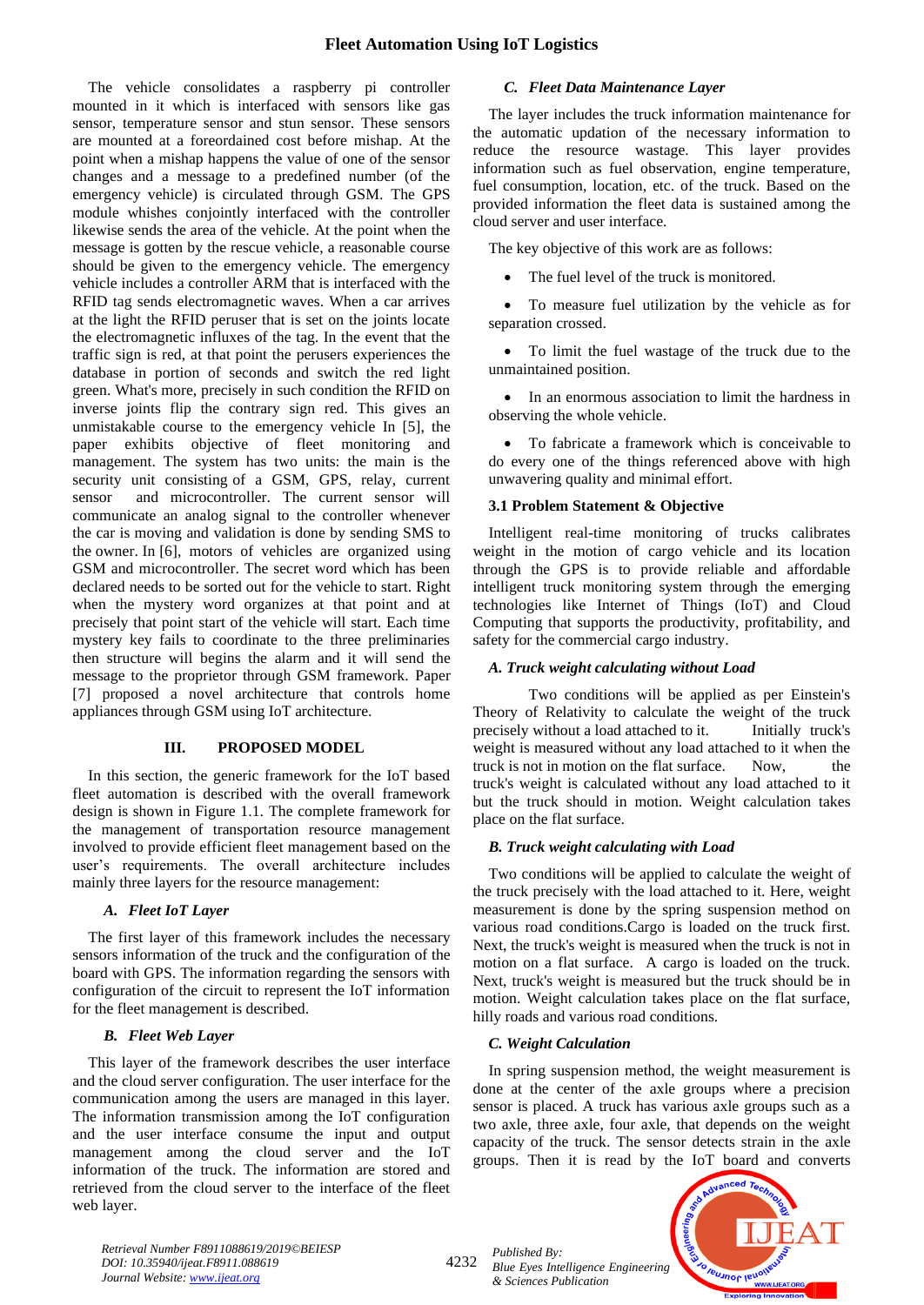The vehicle consolidates a raspberry pi controller mounted in it which is interfaced with sensors like gas sensor, temperature sensor and stun sensor. These sensors are mounted at a foreordained cost before mishap. At the point when a mishap happens the value of one of the sensor changes and a message to a predefined number (of the emergency vehicle) is circulated through GSM. The GPS module whishes conjointly interfaced with the controller likewise sends the area of the vehicle. At the point when the message is gotten by the rescue vehicle, a reasonable course should be given to the emergency vehicle. The emergency vehicle includes a controller ARM that is interfaced with the RFID tag sends electromagnetic waves. When a car arrives at the light the RFID peruser that is set on the joints locate the electromagnetic influxes of the tag. In the event that the traffic sign is red, at that point the perusers experiences the database in portion of seconds and switch the red light green. What's more, precisely in such condition the RFID on inverse joints flip the contrary sign red. This gives an unmistakable course to the emergency vehicle In [5], the paper exhibits objective of fleet monitoring and management. The system has two units: the main is the security unit consisting of a GSM, GPS, relay, current sensor and microcontroller. The current sensor will communicate an analog signal to the controller whenever the car is moving and validation is done by sending SMS to the owner. In [6], motors of vehicles are organized using GSM and microcontroller. The secret word which has been declared needs to be sorted out for the vehicle to start. Right when the mystery word organizes at that point and at precisely that point start of the vehicle will start. Each time mystery key fails to coordinate to the three preliminaries then structure will begins the alarm and it will send the message to the proprietor through GSM framework. Paper [7] proposed a novel architecture that controls home appliances through GSM using IoT architecture.

## III. PROPOSED MODEL

In this section, the generic framework for the IoT based fleet automation is described with the overall framework design is shown in Figure 1.1. The complete framework for the management of transportation resource management involved to provide efficient fleet management based on the user's requirements. The overall architecture includes mainly three layers for the resource management:

### *A. Fleet IoT Layer*

The first layer of this framework includes the necessary sensors information of the truck and the configuration of the board with GPS. The information regarding the sensors with configuration of the circuit to represent the IoT information for the fleet management is described.

### *B. Fleet Web Layer*

This layer of the framework describes the user interface and the cloud server configuration. The user interface for the communication among the users are managed in this layer. The information transmission among the IoT configuration and the user interface consume the input and output management among the cloud server and the IoT information of the truck. The information are stored and retrieved from the cloud server to the interface of the fleet web layer.

### *C. Fleet Data Maintenance Layer*

The layer includes the truck information maintenance for the automatic updation of the necessary information to reduce the resource wastage. This layer provides information such as fuel observation, engine temperature, fuel consumption, location, etc. of the truck. Based on the provided information the fleet data is sustained among the cloud server and user interface.

The key objective of this work are as follows:

- The fuel level of the truck is monitored.
- To measure fuel utilization by the vehicle as for separation crossed.
- To limit the fuel wastage of the truck due to the unmaintained position.
- In an enormous association to limit the hardness in observing the whole vehicle.
- To fabricate a framework which is conceivable to do every one of the things referenced above with high unwavering quality and minimal effort.

### 3.1 Problem Statement & Objective

Intelligent real-time monitoring of trucks calibrates weight in the motion of cargo vehicle and its location through the GPS is to provide reliable and affordable intelligent truck monitoring system through the emerging technologies like Internet of Things (IoT) and Cloud Computing that supports the productivity, profitability, and safety for the commercial cargo industry.

### *A. Truck weight calculating without Load*

Two conditions will be applied as per Einstein's Theory of Relativity to calculate the weight of the truck precisely without a load attached to it. Initially truck's weight is measured without any load attached to it when the truck is not in motion on the flat surface. Now, the truck's weight is calculated without any load attached to it but the truck should be in motion. Weight calculation takes place on the flat surface.

### *B. Truck weight calculating with Load*

Two conditions will be applied to calculate the weight of the truck precisely with the load attached to it. Here, weight measurement is done by the spring suspension method on various road conditions.Cargo is loaded on the truck first. Next, the truck's weight is measured when the truck is not in motion on a flat surface. A cargo is loaded on the truck. Next, truck's weight is measured but the truck should be in motion. Weight calculation takes place on the flat surface, hilly roads and various road conditions.

### *C. Weight Calculation*

In spring suspension method, the weight measurement is done at the center of the axle groups where a precision sensor is placed. A truck has various axle groups such as a two axle, three axle, four axle, that depends on the weight capacity of the truck. The sensor detects strain in the axle groups. Then it is read by the IoT board and converts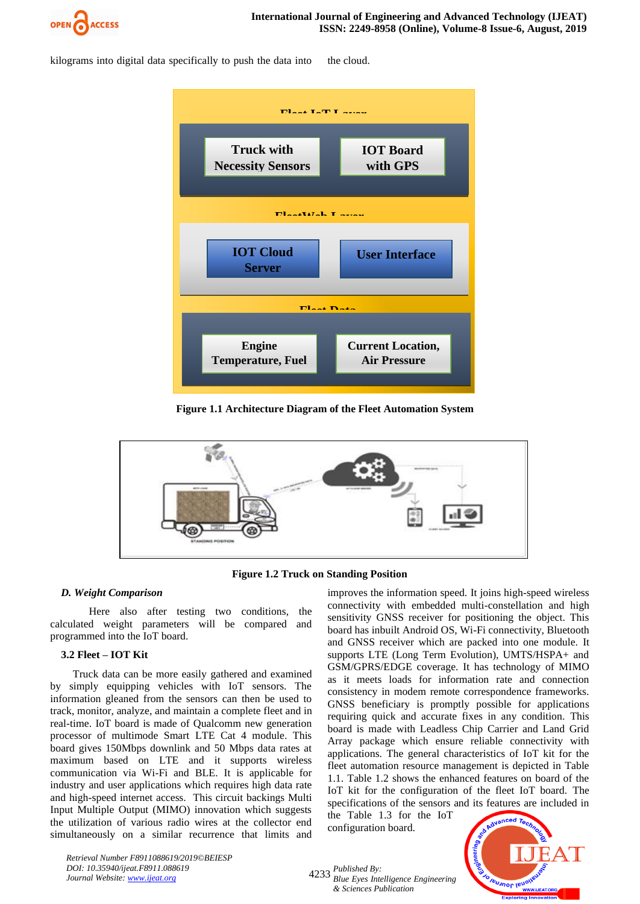kilograms into digital data specifically to push the data into the cloud.

Figure 1.1 Architecture Diagram of the Fleet Automation System

Figure 1.2 Truck on Standing Position

### *D. Weight Comparison*

Here also after testing two conditions, the calculated weight parameters will be compared and programmed into the IoT board.

### 3.2 Fleet – IOT Kit

Truck data can be more easily gathered and examined by simply equipping vehicles with IoT sensors. The information gleaned from the sensors can then be used to track, monitor, analyze, and maintain a complete fleet and in real-time. IoT board is made of Qualcomm new generation processor of multimode Smart LTE Cat 4 module. This board gives 150Mbps downlink and 50 Mbps data rates at maximum based on LTE and it supports wireless communication via Wi-Fi and BLE. It is applicable for industry and user applications which requires high data rate and high-speed internet access. This circuit backings Multi Input Multiple Output (MIMO) innovation which suggests the utilization of various radio wires at the collector end simultaneously on a similar recurrence that limits and improves the information speed. It joins high-speed wireless connectivity with embedded multi-constellation and high sensitivity GNSS receiver for positioning the object. This board has inbuilt Android OS, Wi-Fi connectivity, Bluetooth and GNSS receiver which are packed into one module. It supports LTE (Long Term Evolution), UMTS/HSPA+ and GSM/GPRS/EDGE coverage. It has technology of MIMO as it meets loads for information rate and connection consistency in modem remote correspondence frameworks. GNSS beneficiary is promptly possible for applications requiring quick and accurate fixes in any condition. This board is made with Leadless Chip Carrier and Land Grid Array package which ensure reliable connectivity with applications. The general characteristics of IoT kit for the fleet automation resource management is depicted in Table 1.1. Table 1.2 shows the enhanced features on board of the IoT kit for the configuration of the fleet IoT board. The specifications of the sensors and its features are included in the Table 1.3 for the IoT configuration board.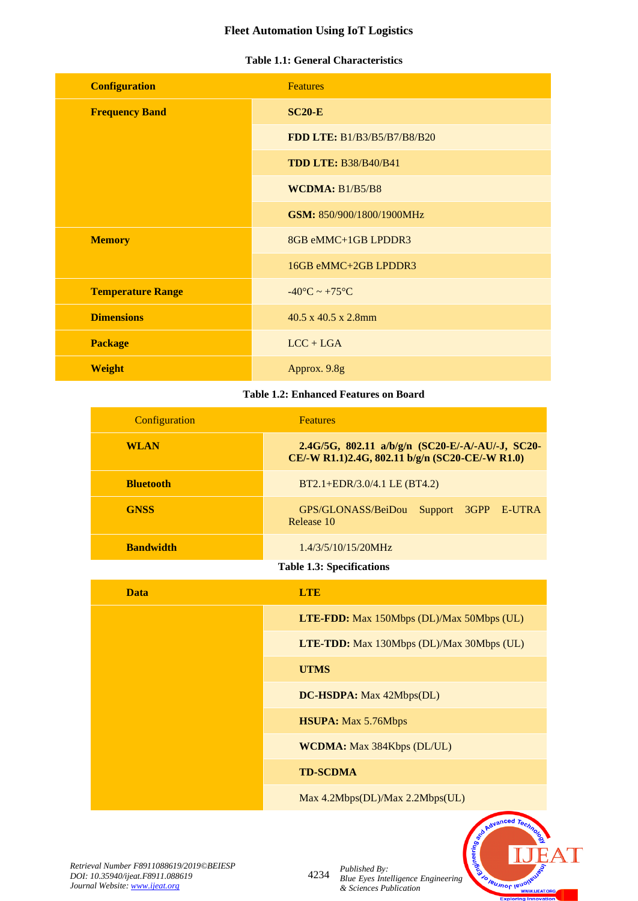**Table 1.1: General Characteristics**

| Configuration | Features |
|---|---|
| **Frequency Band** | **SC20-E** |
| | **FDD LTE:** B1/B3/B5/B7/B8/B20 |
| | **TDD LTE:** B38/B40/B41 |
| | **WCDMA:** B1/B5/B8 |
| | **GSM:** 850/900/1800/1900MHz |
| **Memory** | 8GB eMMC+1GB LPDDR3 |
| | 16GB eMMC+2GB LPDDR3 |
| **Temperature Range** | -40°C ~ +75°C |
| **Dimensions** | 40.5 x 40.5 x 2.8mm |
| **Package** | LCC + LGA |
| **Weight** | Approx. 9.8g |

**Table 1.2: Enhanced Features on Board**

| Configuration | Features |
|---|---|
| **WLAN** | **2.4G/5G, 802.11 a/b/g/n (SC20-E/-A/-AU/-J, SC20-CE/-W R1.1)2.4G, 802.11 b/g/n (SC20-CE/-W R1.0)** |
| **Bluetooth** | BT2.1+EDR/3.0/4.1 LE (BT4.2) |
| **GNSS** | GPS/GLONASS/BeiDou Support 3GPP E-UTRA Release 10 |
| **Bandwidth** | 1.4/3/5/10/15/20MHz |

**Table 1.3: Specifications**

| Data | LTE |
|---|---|
| | **LTE-FDD:** Max 150Mbps (DL)/Max 50Mbps (UL) |
| | **LTE-TDD:** Max 130Mbps (DL)/Max 30Mbps (UL) |
| | **UTMS** |
| | **DC-HSDPA:** Max 42Mbps(DL) |
| | **HSUPA:** Max 5.76Mbps |
| | **WCDMA:** Max 384Kbps (DL/UL) |
| | **TD-SCDMA** |
| | Max 4.2Mbps(DL)/Max 2.2Mbps(UL) |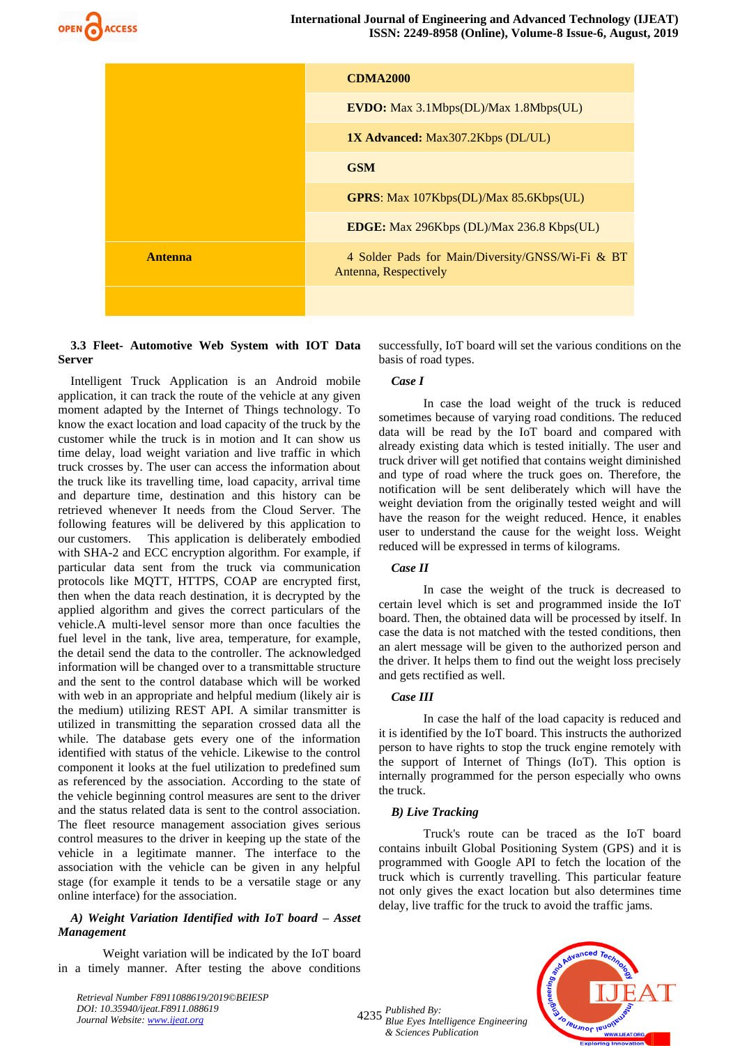| | CDMA2000 |
|---|---|
| | **EVDO:** Max 3.1Mbps(DL)/Max 1.8Mbps(UL) |
| | **1X Advanced:** Max307.2Kbps (DL/UL) |
| | **GSM** |
| | **GPRS**: Max 107Kbps(DL)/Max 85.6Kbps(UL) |
| | **EDGE:** Max 296Kbps (DL)/Max 236.8 Kbps(UL) |
| **Antenna** | 4 Solder Pads for Main/Diversity/GNSS/Wi-Fi & BT Antenna, Respectively |
| | |

### 3.3 Fleet- Automotive Web System with IOT Data Server

Intelligent Truck Application is an Android mobile application, it can track the route of the vehicle at any given moment adapted by the Internet of Things technology. To know the exact location and load capacity of the truck by the customer while the truck is in motion and It can show us time delay, load weight variation and live traffic in which truck crosses by. The user can access the information about the truck like its travelling time, load capacity, arrival time and departure time, destination and this history can be retrieved whenever It needs from the Cloud Server. The following features will be delivered by this application to our customers. This application is deliberately embodied with SHA-2 and ECC encryption algorithm. For example, if particular data sent from the truck via communication protocols like MQTT, HTTPS, COAP are encrypted first, then when the data reach destination, it is decrypted by the applied algorithm and gives the correct particulars of the vehicle.A multi-level sensor more than once faculties the fuel level in the tank, live area, temperature, for example, the detail send the data to the controller. The acknowledged information will be changed over to a transmittable structure and the sent to the control database which will be worked with web in an appropriate and helpful medium (likely air is the medium) utilizing REST API. A similar transmitter is utilized in transmitting the separation crossed data all the while. The database gets every one of the information identified with status of the vehicle. Likewise to the control component it looks at the fuel utilization to predefined sum as referenced by the association. According to the state of the vehicle beginning control measures are sent to the driver and the status related data is sent to the control association. The fleet resource management association gives serious control measures to the driver in keeping up the state of the vehicle in a legitimate manner. The interface to the association with the vehicle can be given in any helpful stage (for example it tends to be a versatile stage or any online interface) for the association.

#### *A) Weight Variation Identified with IoT board – Asset Management*

Weight variation will be indicated by the IoT board in a timely manner. After testing the above conditions successfully, IoT board will set the various conditions on the basis of road types.

#### *Case I*

In case the load weight of the truck is reduced sometimes because of varying road conditions. The reduced data will be read by the IoT board and compared with already existing data which is tested initially. The user and truck driver will get notified that contains weight diminished and type of road where the truck goes on. Therefore, the notification will be sent deliberately which will have the weight deviation from the originally tested weight and will have the reason for the weight reduced. Hence, it enables user to understand the cause for the weight loss. Weight reduced will be expressed in terms of kilograms.

#### *Case II*

In case the weight of the truck is decreased to certain level which is set and programmed inside the IoT board. Then, the obtained data will be processed by itself. In case the data is not matched with the tested conditions, then an alert message will be given to the authorized person and the driver. It helps them to find out the weight loss precisely and gets rectified as well.

#### *Case III*

In case the half of the load capacity is reduced and it is identified by the IoT board. This instructs the authorized person to have rights to stop the truck engine remotely with the support of Internet of Things (IoT). This option is internally programmed for the person especially who owns the truck.

#### *B) Live Tracking*

Truck's route can be traced as the IoT board contains inbuilt Global Positioning System (GPS) and it is programmed with Google API to fetch the location of the truck which is currently travelling. This particular feature not only gives the exact location but also determines time delay, live traffic for the truck to avoid the traffic jams.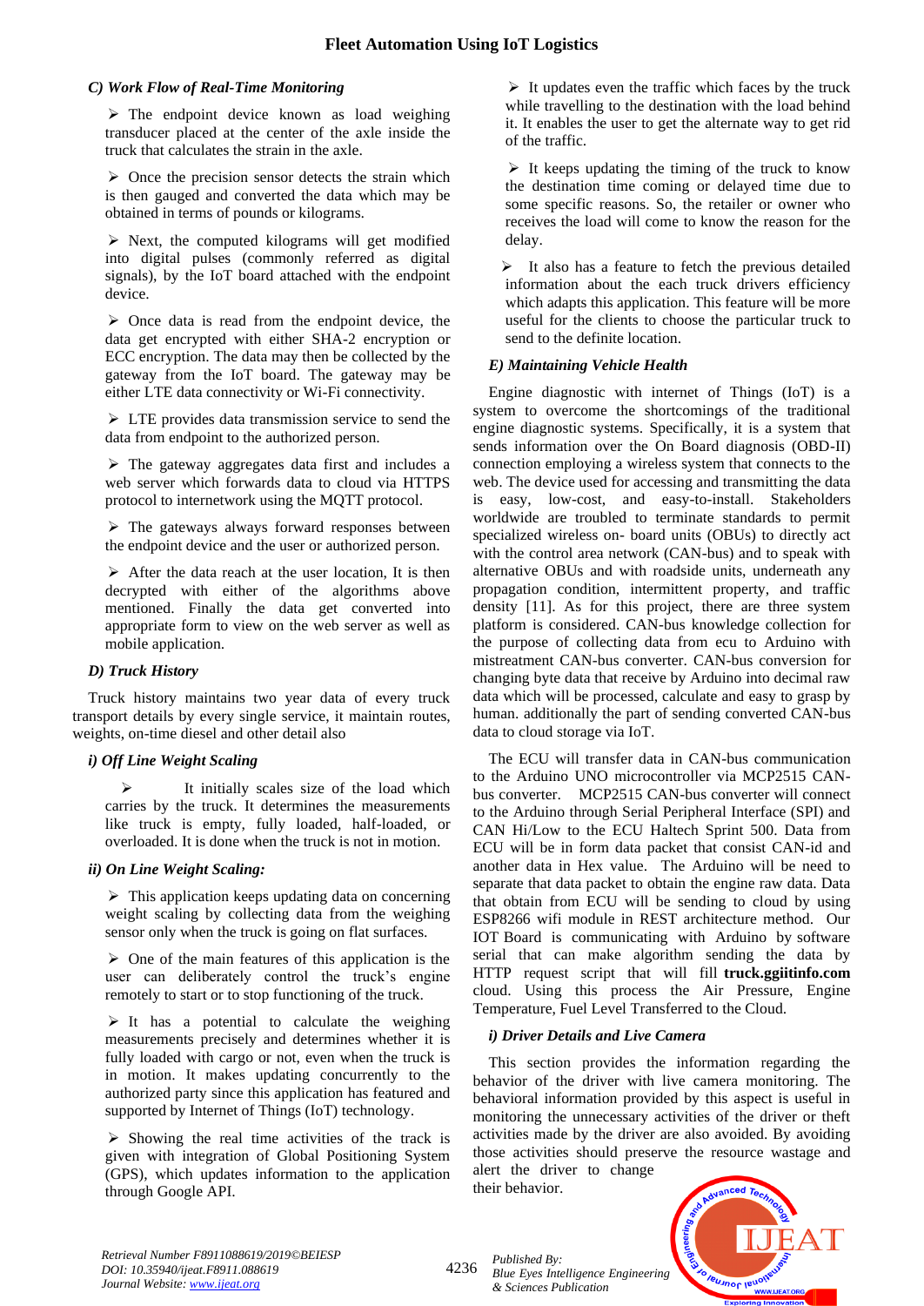### C) Work Flow of Real-Time Monitoring

- The endpoint device known as load weighing transducer placed at the center of the axle inside the truck that calculates the strain in the axle.
- Once the precision sensor detects the strain which is then gauged and converted the data which may be obtained in terms of pounds or kilograms.
- Next, the computed kilograms will get modified into digital pulses (commonly referred as digital signals), by the IoT board attached with the endpoint device.
- Once data is read from the endpoint device, the data get encrypted with either SHA-2 encryption or ECC encryption. The data may then be collected by the gateway from the IoT board. The gateway may be either LTE data connectivity or Wi-Fi connectivity.
- LTE provides data transmission service to send the data from endpoint to the authorized person.
- The gateway aggregates data first and includes a web server which forwards data to cloud via HTTPS protocol to internetwork using the MQTT protocol.
- The gateways always forward responses between the endpoint device and the user or authorized person.
- After the data reach at the user location, It is then decrypted with either of the algorithms above mentioned. Finally the data get converted into appropriate form to view on the web server as well as mobile application.

### D) Truck History

Truck history maintains two year data of every truck transport details by every single service, it maintain routes, weights, on-time diesel and other detail also

#### i) Off Line Weight Scaling

- It initially scales size of the load which carries by the truck. It determines the measurements like truck is empty, fully loaded, half-loaded, or overloaded. It is done when the truck is not in motion.

#### ii) On Line Weight Scaling:

- This application keeps updating data on concerning weight scaling by collecting data from the weighing sensor only when the truck is going on flat surfaces.
- One of the main features of this application is the user can deliberately control the truck's engine remotely to start or to stop functioning of the truck.
- It has a potential to calculate the weighing measurements precisely and determines whether it is fully loaded with cargo or not, even when the truck is in motion. It makes updating concurrently to the authorized party since this application has featured and supported by Internet of Things (IoT) technology.
- Showing the real time activities of the track is given with integration of Global Positioning System (GPS), which updates information to the application through Google API.
- It updates even the traffic which faces by the truck while travelling to the destination with the load behind it. It enables the user to get the alternate way to get rid of the traffic.
- It keeps updating the timing of the truck to know the destination time coming or delayed time due to some specific reasons. So, the retailer or owner who receives the load will come to know the reason for the delay.
- It also has a feature to fetch the previous detailed information about the each truck drivers efficiency which adapts this application. This feature will be more useful for the clients to choose the particular truck to send to the definite location.

### E) Maintaining Vehicle Health

Engine diagnostic with internet of Things (IoT) is a system to overcome the shortcomings of the traditional engine diagnostic systems. Specifically, it is a system that sends information over the On Board diagnosis (OBD-II) connection employing a wireless system that connects to the web. The device used for accessing and transmitting the data is easy, low-cost, and easy-to-install. Stakeholders worldwide are troubled to terminate standards to permit specialized wireless on- board units (OBUs) to directly act with the control area network (CAN-bus) and to speak with alternative OBUs and with roadside units, underneath any propagation condition, intermittent property, and traffic density [11]. As for this project, there are three system platform is considered. CAN-bus knowledge collection for the purpose of collecting data from ecu to Arduino with mistreatment CAN-bus converter. CAN-bus conversion for changing byte data that receive by Arduino into decimal raw data which will be processed, calculate and easy to grasp by human. additionally the part of sending converted CAN-bus data to cloud storage via IoT.

The ECU will transfer data in CAN-bus communication to the Arduino UNO microcontroller via MCP2515 CAN-bus converter. MCP2515 CAN-bus converter will connect to the Arduino through Serial Peripheral Interface (SPI) and CAN Hi/Low to the ECU Haltech Sprint 500. Data from ECU will be in form data packet that consist CAN-id and another data in Hex value. The Arduino will be need to separate that data packet to obtain the engine raw data. Data that obtain from ECU will be sending to cloud by using ESP8266 wifi module in REST architecture method. Our IOT Board is communicating with Arduino by software serial that can make algorithm sending the data by HTTP request script that will fill **truck.ggiitinfo.com** cloud. Using this process the Air Pressure, Engine Temperature, Fuel Level Transferred to the Cloud.

#### i) Driver Details and Live Camera

This section provides the information regarding the behavior of the driver with live camera monitoring. The behavioral information provided by this aspect is useful in monitoring the unnecessary activities of the driver or theft activities made by the driver are also avoided. By avoiding those activities should preserve the resource wastage and alert the driver to change their behavior.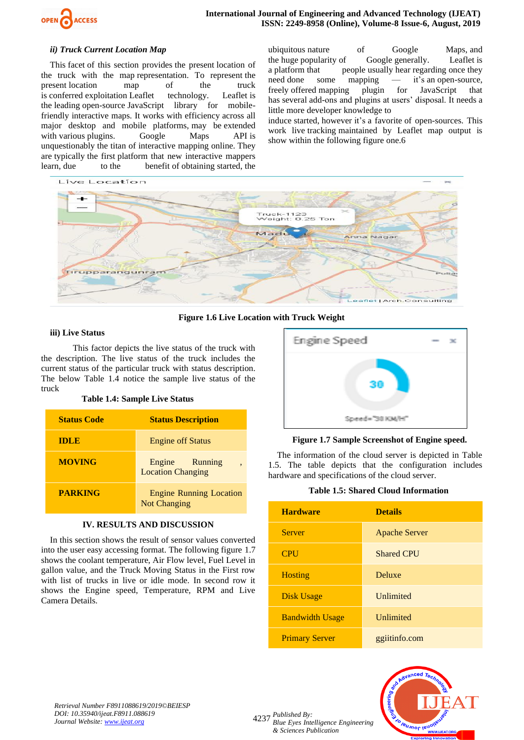#### ii) Truck Current Location Map

This facet of this section provides the present location of the truck with the map representation. To represent the present location map of the truck is conferred exploitation Leaflet technology. Leaflet is the leading open-source JavaScript library for mobile-friendly interactive maps. It works with efficiency across all major desktop and mobile platforms, may be extended with various plugins. Google Maps API is unquestionably the titan of interactive mapping online. They are typically the first platform that new interactive mappers learn, due to the benefit of obtaining started, the ubiquitous nature of Google Maps, and the huge popularity of Google generally. Leaflet is a platform that people usually hear regarding once they need done some mapping — it's an open-source, freely offered mapping plugin for JavaScript that has several add-ons and plugins at users' disposal. It needs a little more developer knowledge to induce started, however it's a favorite of open-sources. This work live tracking maintained by Leaflet map output is show within the following figure one.6

**Figure 1.6 Live Location with Truck Weight**

#### iii) Live Status

This factor depicts the live status of the truck with the description. The live status of the truck includes the current status of the particular truck with status description. The below Table 1.4 notice the sample live status of the truck

**Table 1.4: Sample Live Status**

| Status Code | Status Description |
|---|---|
| IDLE | Engine off Status |
| MOVING | Engine Running , Location Changing |
| PARKING | Engine Running Location Not Changing |

## IV. RESULTS AND DISCUSSION

In this section shows the result of sensor values converted into the user easy accessing format. The following figure 1.7 shows the coolant temperature, Air Flow level, Fuel Level in gallon value, and the Truck Moving Status in the First row with list of trucks in live or idle mode. In second row it shows the Engine speed, Temperature, RPM and Live Camera Details.

**Figure 1.7 Sample Screenshot of Engine speed.**

The information of the cloud server is depicted in Table 1.5. The table depicts that the configuration includes hardware and specifications of the cloud server.

**Table 1.5: Shared Cloud Information**

| Hardware | Details |
|---|---|
| Server | Apache Server |
| CPU | Shared CPU |
| Hosting | Deluxe |
| Disk Usage | Unlimited |
| Bandwidth Usage | Unlimited |
| Primary Server | ggiitinfo.com |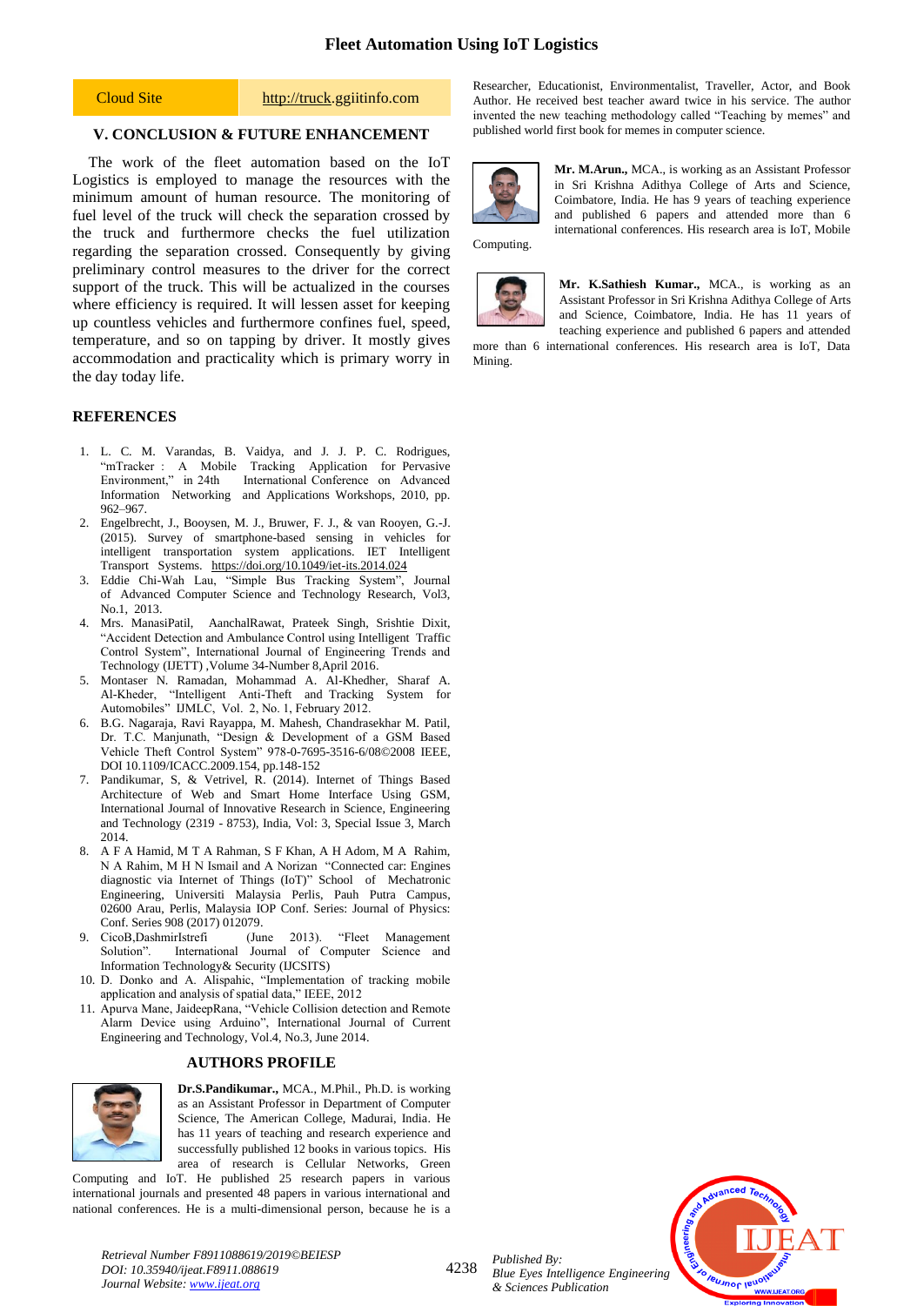| Cloud Site | http://truck.ggiitinfo.com |
| --- | --- |

## V. CONCLUSION & FUTURE ENHANCEMENT

The work of the fleet automation based on the IoT Logistics is employed to manage the resources with the minimum amount of human resource. The monitoring of fuel level of the truck will check the separation crossed by the truck and furthermore checks the fuel utilization regarding the separation crossed. Consequently by giving preliminary control measures to the driver for the correct support of the truck. This will be actualized in the courses where efficiency is required. It will lessen asset for keeping up countless vehicles and furthermore confines fuel, speed, temperature, and so on tapping by driver. It mostly gives accommodation and practicality which is primary worry in the day today life.

## REFERENCES

1. L. C. M. Varandas, B. Vaidya, and J. J. P. C. Rodrigues, "mTracker : A Mobile Tracking Application for Pervasive Environment," in 24th International Conference on Advanced Information Networking and Applications Workshops, 2010, pp. 962–967.
2. Engelbrecht, J., Booysen, M. J., Bruwer, F. J., & van Rooyen, G.-J. (2015). Survey of smartphone-based sensing in vehicles for intelligent transportation system applications. IET Intelligent Transport Systems. https://doi.org/10.1049/iet-its.2014.024
3. Eddie Chi-Wah Lau, "Simple Bus Tracking System", Journal of Advanced Computer Science and Technology Research, Vol3, No.1, 2013.
4. Mrs. ManasiPatil, AanchalRawat, Prateek Singh, Srishtie Dixit, "Accident Detection and Ambulance Control using Intelligent Traffic Control System", International Journal of Engineering Trends and Technology (IJETT) ,Volume 34-Number 8,April 2016.
5. Montaser N. Ramadan, Mohammad A. Al-Khedher, Sharaf A. Al-Kheder, "Intelligent Anti-Theft and Tracking System for Automobiles" IJMLC, Vol. 2, No. 1, February 2012.
6. B.G. Nagaraja, Ravi Rayappa, M. Mahesh, Chandrasekhar M. Patil, Dr. T.C. Manjunath, "Design & Development of a GSM Based Vehicle Theft Control System" 978-0-7695-3516-6/08©2008 IEEE, DOI 10.1109/ICACC.2009.154, pp.148-152
7. Pandikumar, S, & Vetrivel, R. (2014). Internet of Things Based Architecture of Web and Smart Home Interface Using GSM, International Journal of Innovative Research in Science, Engineering and Technology (2319 - 8753), India, Vol: 3, Special Issue 3, March 2014.
8. A F A Hamid, M T A Rahman, S F Khan, A H Adom, M A Rahim, N A Rahim, M H N Ismail and A Norizan "Connected car: Engines diagnostic via Internet of Things (IoT)" School of Mechatronic Engineering, Universiti Malaysia Perlis, Pauh Putra Campus, 02600 Arau, Perlis, Malaysia IOP Conf. Series: Journal of Physics: Conf. Series 908 (2017) 012079.
9. CicoB,DashmirIstrefi (June 2013). "Fleet Management Solution". International Journal of Computer Science and Information Technology& Security (IJCSITS)
10. D. Donko and A. Alispahic, "Implementation of tracking mobile application and analysis of spatial data," IEEE, 2012
11. Apurva Mane, JaideepRana, "Vehicle Collision detection and Remote Alarm Device using Arduino", International Journal of Current Engineering and Technology, Vol.4, No.3, June 2014.

## AUTHORS PROFILE

**Dr.S.Pandikumar.,** MCA., M.Phil., Ph.D. is working as an Assistant Professor in Department of Computer Science, The American College, Madurai, India. He has 11 years of teaching and research experience and successfully published 12 books in various topics. His area of research is Cellular Networks, Green Computing and IoT. He published 25 research papers in various international journals and presented 48 papers in various international and national conferences. He is a multi-dimensional person, because he is a Researcher, Educationist, Environmentalist, Traveller, Actor, and Book Author. He received best teacher award twice in his service. The author invented the new teaching methodology called "Teaching by memes" and published world first book for memes in computer science.

**Mr. M.Arun.,** MCA., is working as an Assistant Professor in Sri Krishna Adithya College of Arts and Science, Coimbatore, India. He has 9 years of teaching experience and published 6 papers and attended more than 6 international conferences. His research area is IoT, Mobile Computing.

**Mr. K.Sathiesh Kumar.,** MCA., is working as an Assistant Professor in Sri Krishna Adithya College of Arts and Science, Coimbatore, India. He has 11 years of teaching experience and published 6 papers and attended more than 6 international conferences. His research area is IoT, Data Mining.